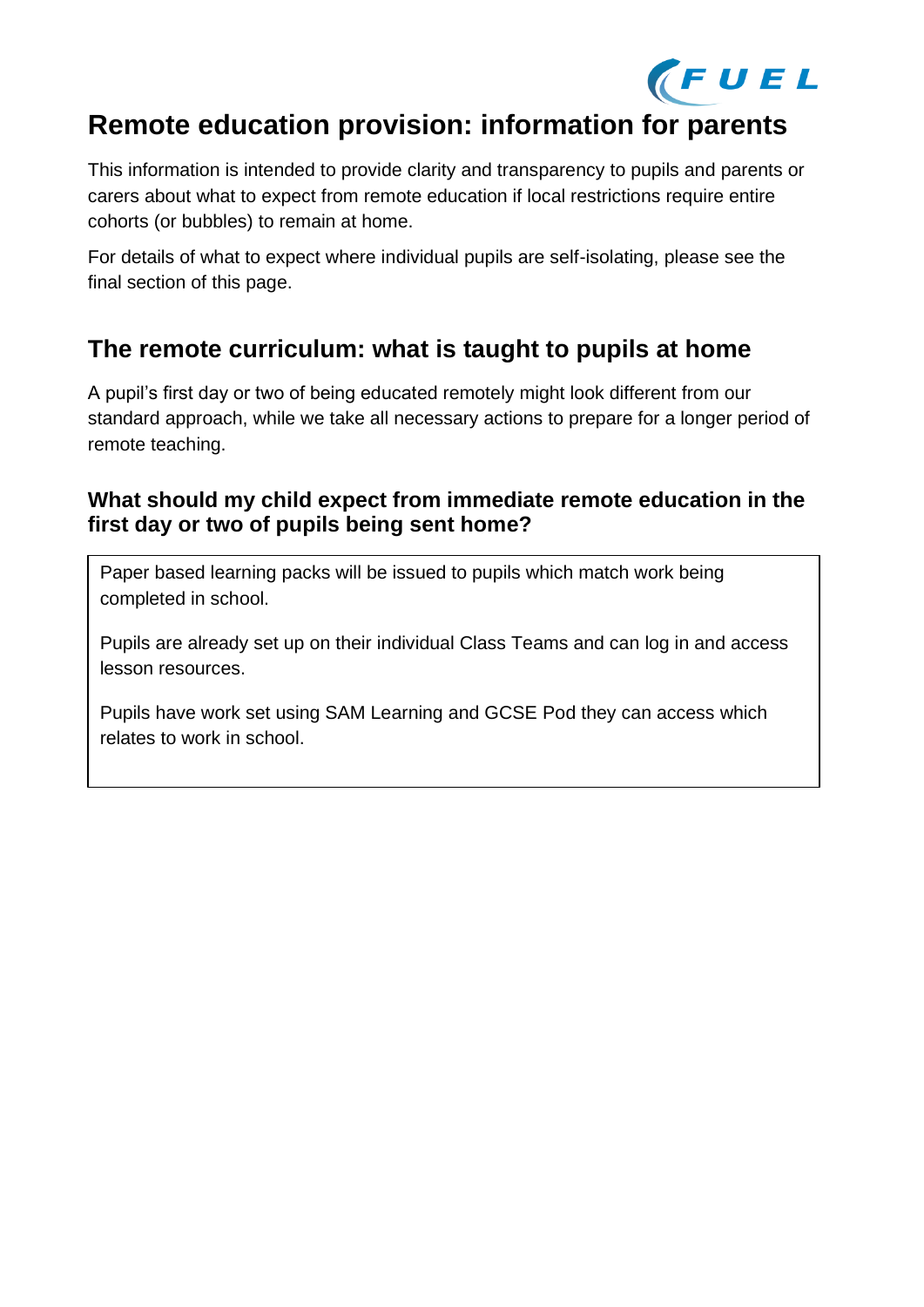# Remote education provision: information for parents

This information is intended to provide clarity and transparency to pupils and parents or carers about what to expect from remote education if local restrictions require entire cohorts (or bubbles) to remain at home.

For details of what to expect where individual pupils are self-isolating, please see the final section of this page.

## The remote curriculum: what is taught to pupils at home

A pupil's first day or two of being educated remotely might look different from our standard approach, while we take all necessary actions to prepare for a longer period of remote teaching.

### What should my child expect from immediate remote education in the first day or two of pupils being sent home?

Paper based learning packs will be issued to pupils which match work being completed in school.

Pupils are already set up on their individual Class Teams and can log in and access lesson resources.

Pupils have work set using SAM Learning and GCSE Pod they can access which relates to work in school.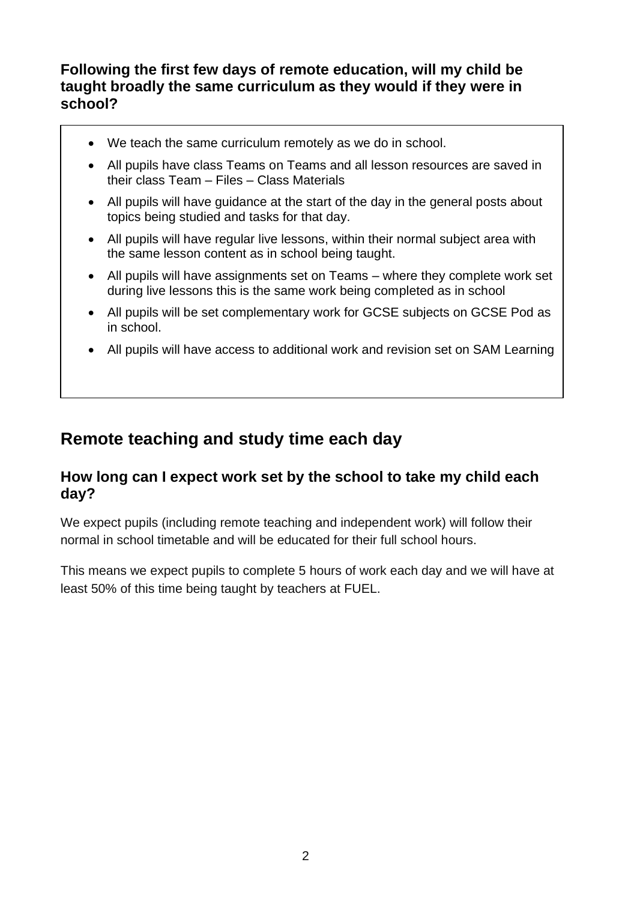### Following the first few days of remote education, will my child be taught broadly the same curriculum as they would if they were in school?

- We teach the same curriculum remotely as we do in school.
- All pupils have class Teams on Teams and all lesson resources are saved in their class Team – Files – Class Materials
- All pupils will have guidance at the start of the day in the general posts about topics being studied and tasks for that day.
- All pupils will have regular live lessons, within their normal subject area with the same lesson content as in school being taught.
- All pupils will have assignments set on Teams – where they complete work set during live lessons this is the same work being completed as in school
- All pupils will be set complementary work for GCSE subjects on GCSE Pod as in school.
- All pupils will have access to additional work and revision set on SAM Learning

## Remote teaching and study time each day

### How long can I expect work set by the school to take my child each day?

We expect pupils (including remote teaching and independent work) will follow their normal in school timetable and will be educated for their full school hours.

This means we expect pupils to complete 5 hours of work each day and we will have at least 50% of this time being taught by teachers at FUEL.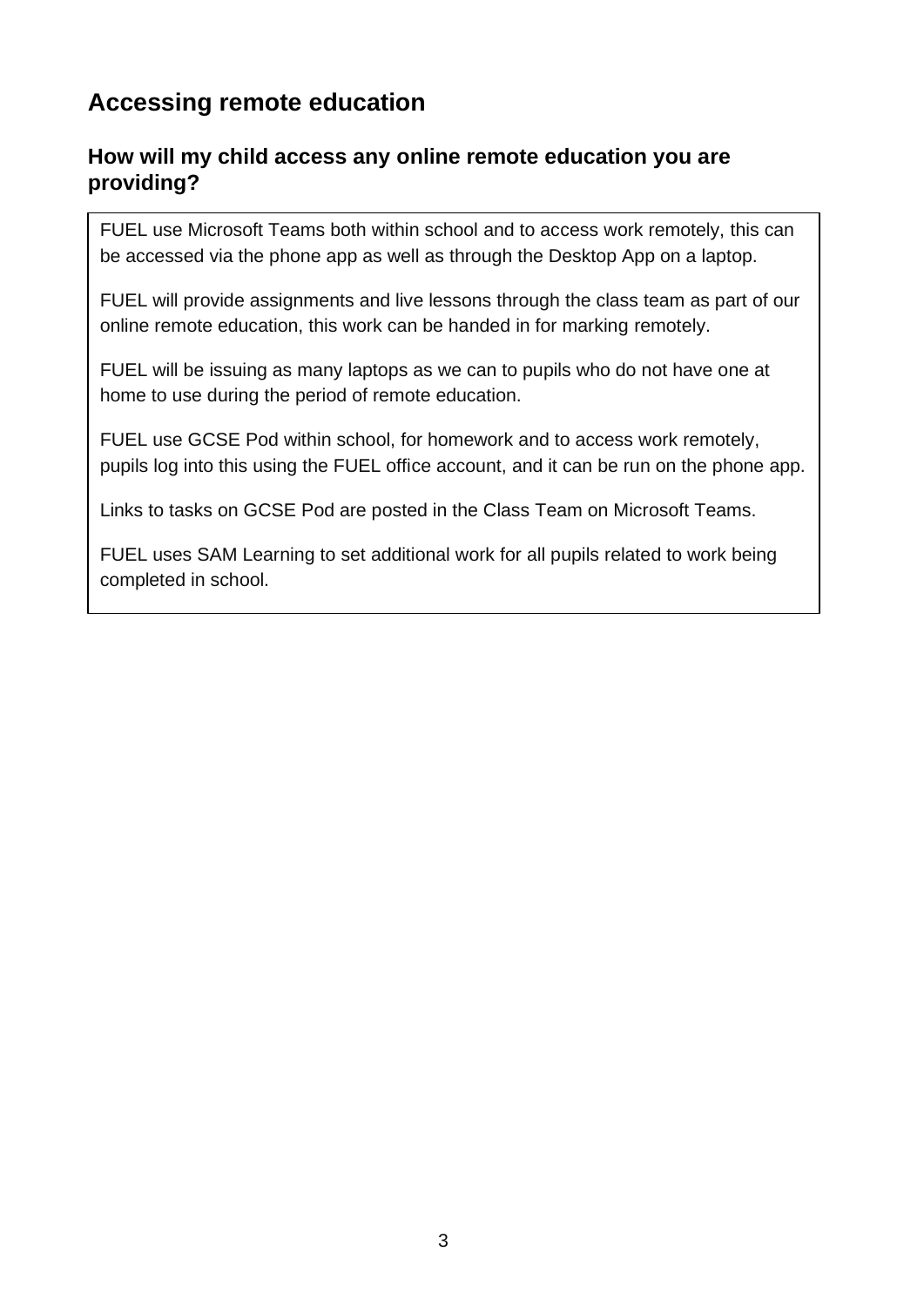## Accessing remote education

### How will my child access any online remote education you are providing?

FUEL use Microsoft Teams both within school and to access work remotely, this can be accessed via the phone app as well as through the Desktop App on a laptop.

FUEL will provide assignments and live lessons through the class team as part of our online remote education, this work can be handed in for marking remotely.

FUEL will be issuing as many laptops as we can to pupils who do not have one at home to use during the period of remote education.

FUEL use GCSE Pod within school, for homework and to access work remotely, pupils log into this using the FUEL office account, and it can be run on the phone app.

Links to tasks on GCSE Pod are posted in the Class Team on Microsoft Teams.

FUEL uses SAM Learning to set additional work for all pupils related to work being completed in school.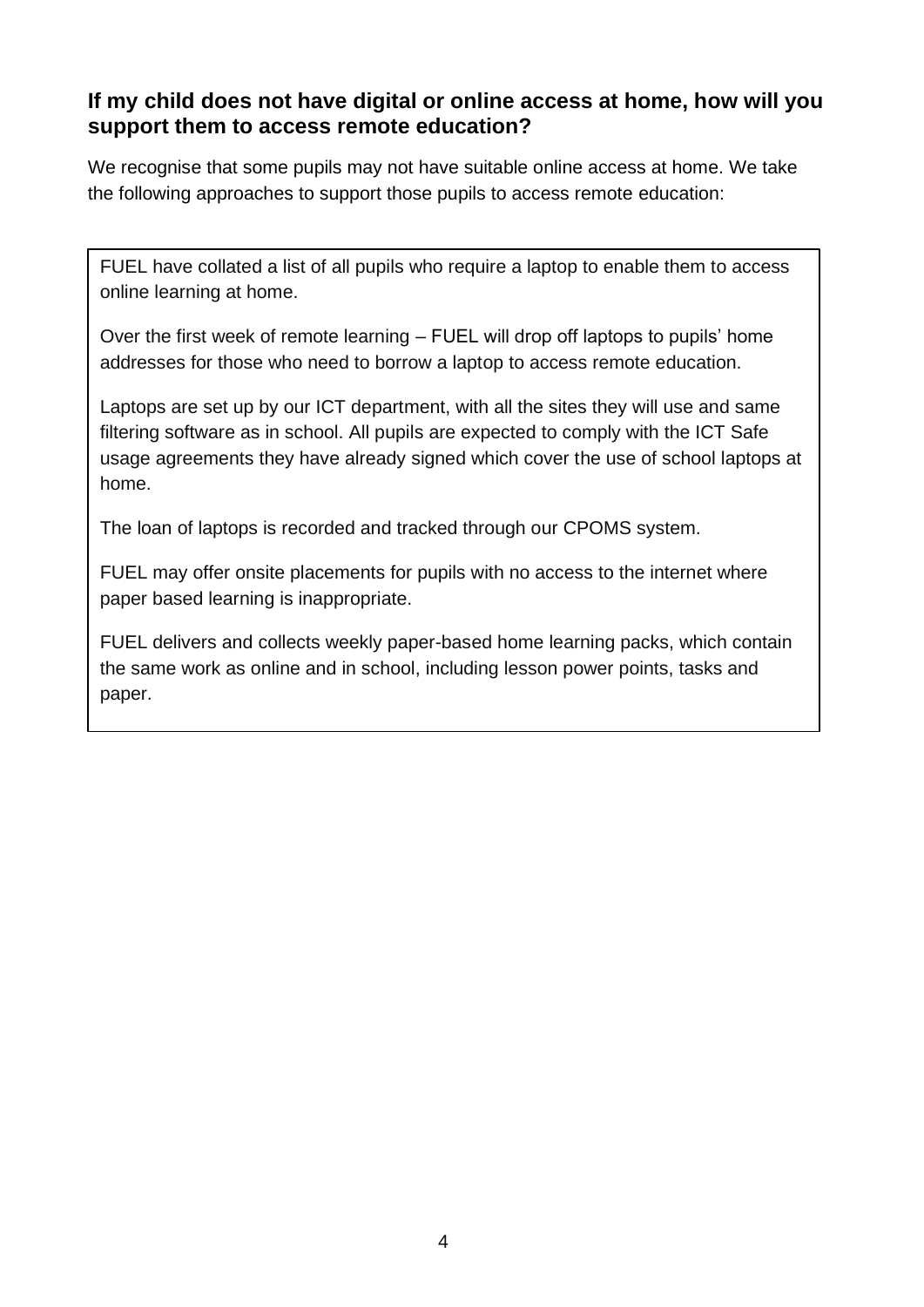## If my child does not have digital or online access at home, how will you support them to access remote education?

We recognise that some pupils may not have suitable online access at home. We take the following approaches to support those pupils to access remote education:

FUEL have collated a list of all pupils who require a laptop to enable them to access online learning at home.

Over the first week of remote learning – FUEL will drop off laptops to pupils' home addresses for those who need to borrow a laptop to access remote education.

Laptops are set up by our ICT department, with all the sites they will use and same filtering software as in school. All pupils are expected to comply with the ICT Safe usage agreements they have already signed which cover the use of school laptops at home.

The loan of laptops is recorded and tracked through our CPOMS system.

FUEL may offer onsite placements for pupils with no access to the internet where paper based learning is inappropriate.

FUEL delivers and collects weekly paper-based home learning packs, which contain the same work as online and in school, including lesson power points, tasks and paper.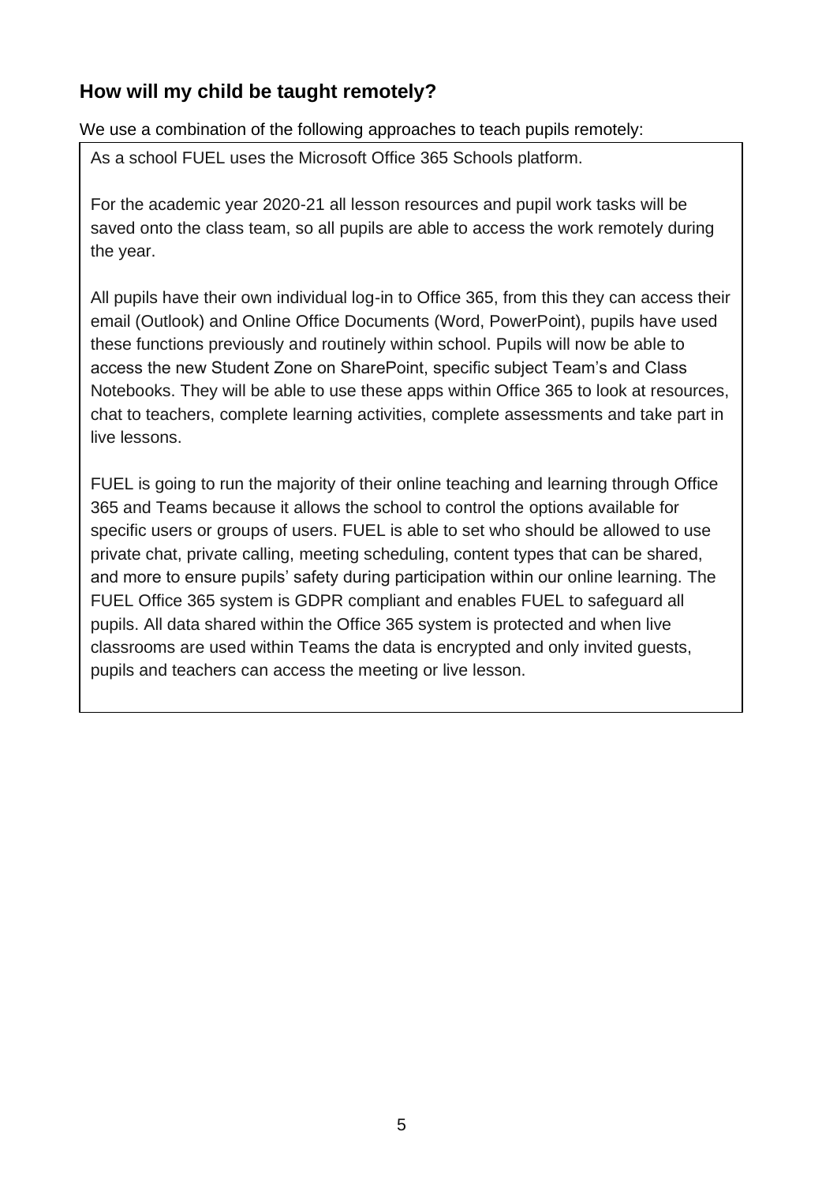## How will my child be taught remotely?

We use a combination of the following approaches to teach pupils remotely:

As a school FUEL uses the Microsoft Office 365 Schools platform.

For the academic year 2020-21 all lesson resources and pupil work tasks will be saved onto the class team, so all pupils are able to access the work remotely during the year.

All pupils have their own individual log-in to Office 365, from this they can access their email (Outlook) and Online Office Documents (Word, PowerPoint), pupils have used these functions previously and routinely within school. Pupils will now be able to access the new Student Zone on SharePoint, specific subject Team's and Class Notebooks. They will be able to use these apps within Office 365 to look at resources, chat to teachers, complete learning activities, complete assessments and take part in live lessons.

FUEL is going to run the majority of their online teaching and learning through Office 365 and Teams because it allows the school to control the options available for specific users or groups of users. FUEL is able to set who should be allowed to use private chat, private calling, meeting scheduling, content types that can be shared, and more to ensure pupils' safety during participation within our online learning. The FUEL Office 365 system is GDPR compliant and enables FUEL to safeguard all pupils. All data shared within the Office 365 system is protected and when live classrooms are used within Teams the data is encrypted and only invited guests, pupils and teachers can access the meeting or live lesson.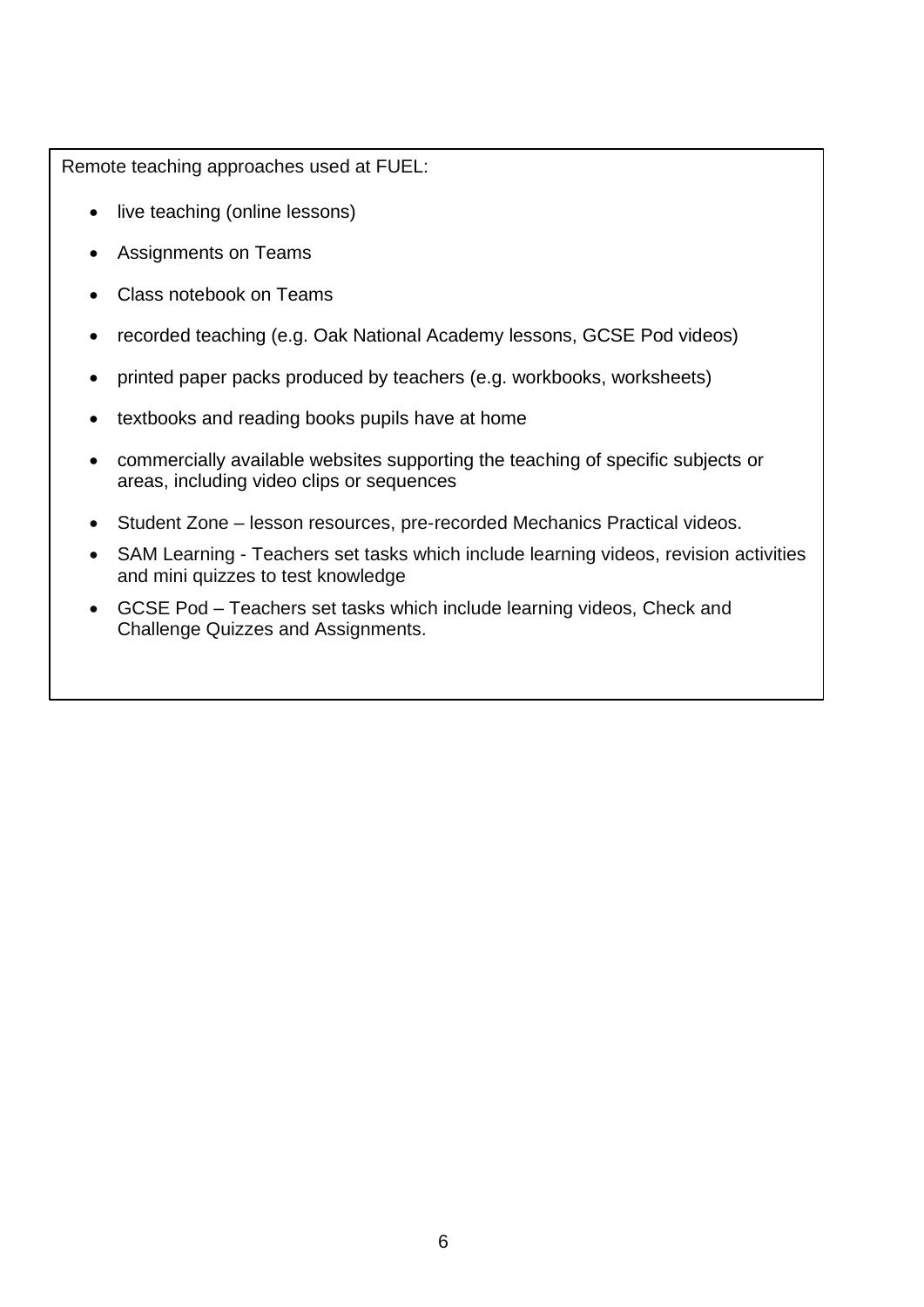Remote teaching approaches used at FUEL:

- live teaching (online lessons)
- Assignments on Teams
- Class notebook on Teams
- recorded teaching (e.g. Oak National Academy lessons, GCSE Pod videos)
- printed paper packs produced by teachers (e.g. workbooks, worksheets)
- textbooks and reading books pupils have at home
- commercially available websites supporting the teaching of specific subjects or areas, including video clips or sequences
- Student Zone – lesson resources, pre-recorded Mechanics Practical videos.
- SAM Learning - Teachers set tasks which include learning videos, revision activities and mini quizzes to test knowledge
- GCSE Pod – Teachers set tasks which include learning videos, Check and Challenge Quizzes and Assignments.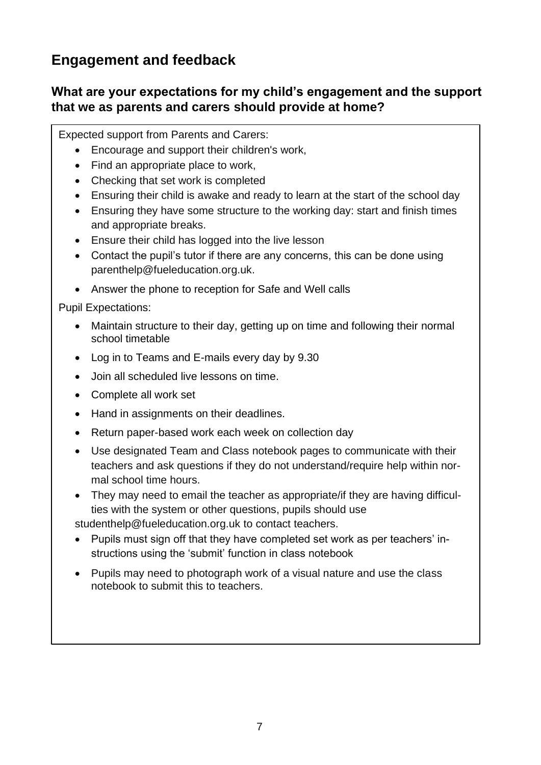## Engagement and feedback

### What are your expectations for my child's engagement and the support that we as parents and carers should provide at home?

Expected support from Parents and Carers:

- Encourage and support their children's work,
- Find an appropriate place to work,
- Checking that set work is completed
- Ensuring their child is awake and ready to learn at the start of the school day
- Ensuring they have some structure to the working day: start and finish times and appropriate breaks.
- Ensure their child has logged into the live lesson
- Contact the pupil's tutor if there are any concerns, this can be done using parenthelp@fueleducation.org.uk.
- Answer the phone to reception for Safe and Well calls

Pupil Expectations:

- Maintain structure to their day, getting up on time and following their normal school timetable
- Log in to Teams and E-mails every day by 9.30
- Join all scheduled live lessons on time.
- Complete all work set
- Hand in assignments on their deadlines.
- Return paper-based work each week on collection day
- Use designated Team and Class notebook pages to communicate with their teachers and ask questions if they do not understand/require help within normal school time hours.
- They may need to email the teacher as appropriate/if they are having difficulties with the system or other questions, pupils should use studenthelp@fueleducation.org.uk to contact teachers.
- Pupils must sign off that they have completed set work as per teachers' instructions using the 'submit' function in class notebook
- Pupils may need to photograph work of a visual nature and use the class notebook to submit this to teachers.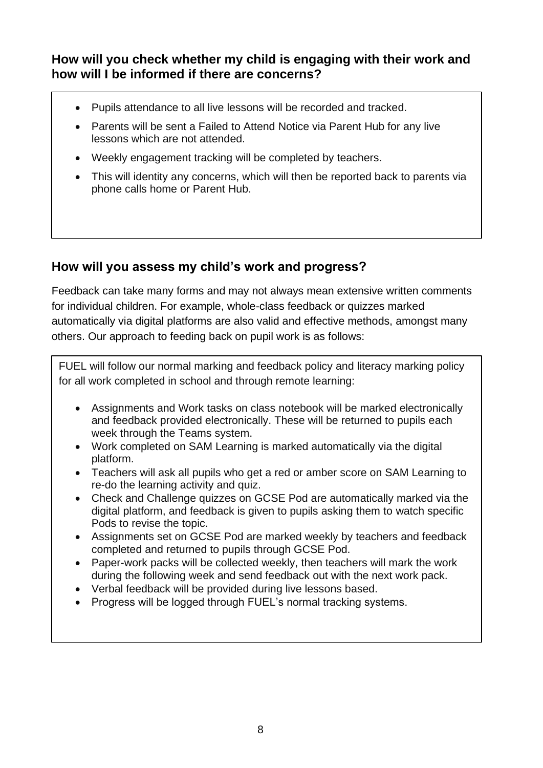### How will you check whether my child is engaging with their work and how will I be informed if there are concerns?

- Pupils attendance to all live lessons will be recorded and tracked.
- Parents will be sent a Failed to Attend Notice via Parent Hub for any live lessons which are not attended.
- Weekly engagement tracking will be completed by teachers.
- This will identity any concerns, which will then be reported back to parents via phone calls home or Parent Hub.

### How will you assess my child's work and progress?

Feedback can take many forms and may not always mean extensive written comments for individual children. For example, whole-class feedback or quizzes marked automatically via digital platforms are also valid and effective methods, amongst many others. Our approach to feeding back on pupil work is as follows:

FUEL will follow our normal marking and feedback policy and literacy marking policy for all work completed in school and through remote learning:

- Assignments and Work tasks on class notebook will be marked electronically and feedback provided electronically. These will be returned to pupils each week through the Teams system.
- Work completed on SAM Learning is marked automatically via the digital platform.
- Teachers will ask all pupils who get a red or amber score on SAM Learning to re-do the learning activity and quiz.
- Check and Challenge quizzes on GCSE Pod are automatically marked via the digital platform, and feedback is given to pupils asking them to watch specific Pods to revise the topic.
- Assignments set on GCSE Pod are marked weekly by teachers and feedback completed and returned to pupils through GCSE Pod.
- Paper-work packs will be collected weekly, then teachers will mark the work during the following week and send feedback out with the next work pack.
- Verbal feedback will be provided during live lessons based.
- Progress will be logged through FUEL's normal tracking systems.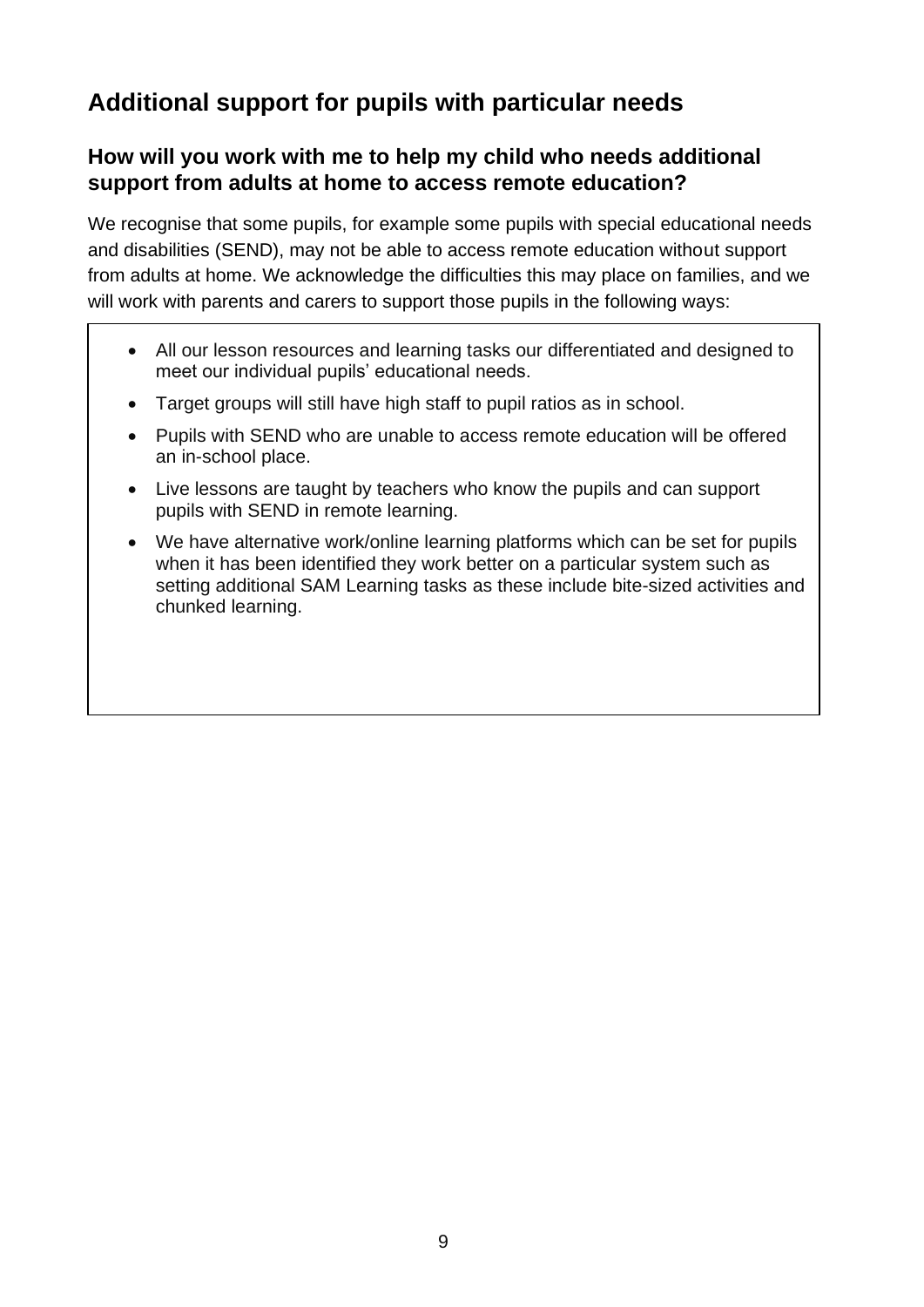## Additional support for pupils with particular needs

### How will you work with me to help my child who needs additional support from adults at home to access remote education?

We recognise that some pupils, for example some pupils with special educational needs and disabilities (SEND), may not be able to access remote education without support from adults at home. We acknowledge the difficulties this may place on families, and we will work with parents and carers to support those pupils in the following ways:

- All our lesson resources and learning tasks our differentiated and designed to meet our individual pupils' educational needs.
- Target groups will still have high staff to pupil ratios as in school.
- Pupils with SEND who are unable to access remote education will be offered an in-school place.
- Live lessons are taught by teachers who know the pupils and can support pupils with SEND in remote learning.
- We have alternative work/online learning platforms which can be set for pupils when it has been identified they work better on a particular system such as setting additional SAM Learning tasks as these include bite-sized activities and chunked learning.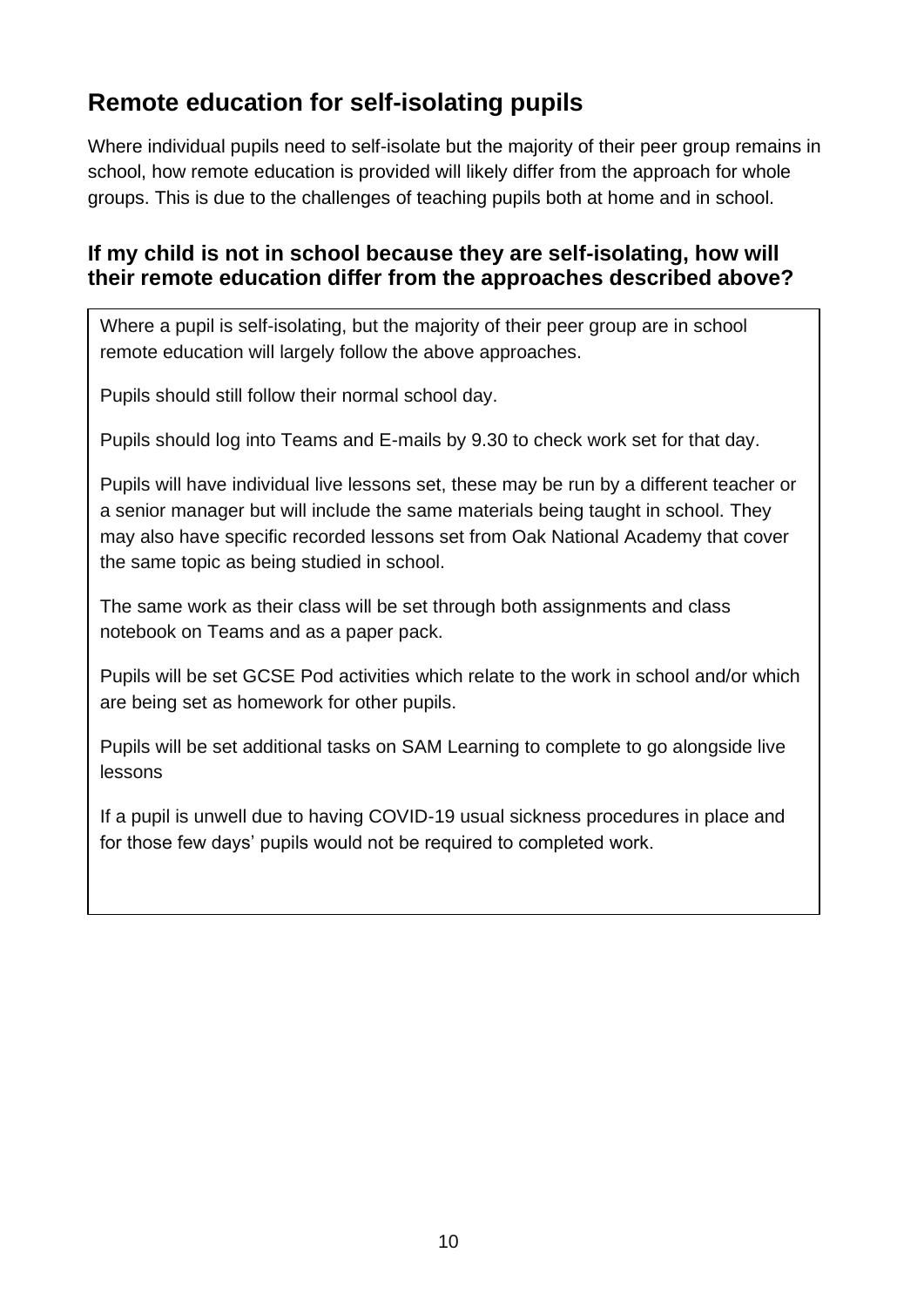## Remote education for self-isolating pupils

Where individual pupils need to self-isolate but the majority of their peer group remains in school, how remote education is provided will likely differ from the approach for whole groups. This is due to the challenges of teaching pupils both at home and in school.

### If my child is not in school because they are self-isolating, how will their remote education differ from the approaches described above?

Where a pupil is self-isolating, but the majority of their peer group are in school remote education will largely follow the above approaches.

Pupils should still follow their normal school day.

Pupils should log into Teams and E-mails by 9.30 to check work set for that day.

Pupils will have individual live lessons set, these may be run by a different teacher or a senior manager but will include the same materials being taught in school. They may also have specific recorded lessons set from Oak National Academy that cover the same topic as being studied in school.

The same work as their class will be set through both assignments and class notebook on Teams and as a paper pack.

Pupils will be set GCSE Pod activities which relate to the work in school and/or which are being set as homework for other pupils.

Pupils will be set additional tasks on SAM Learning to complete to go alongside live lessons

If a pupil is unwell due to having COVID-19 usual sickness procedures in place and for those few days' pupils would not be required to completed work.